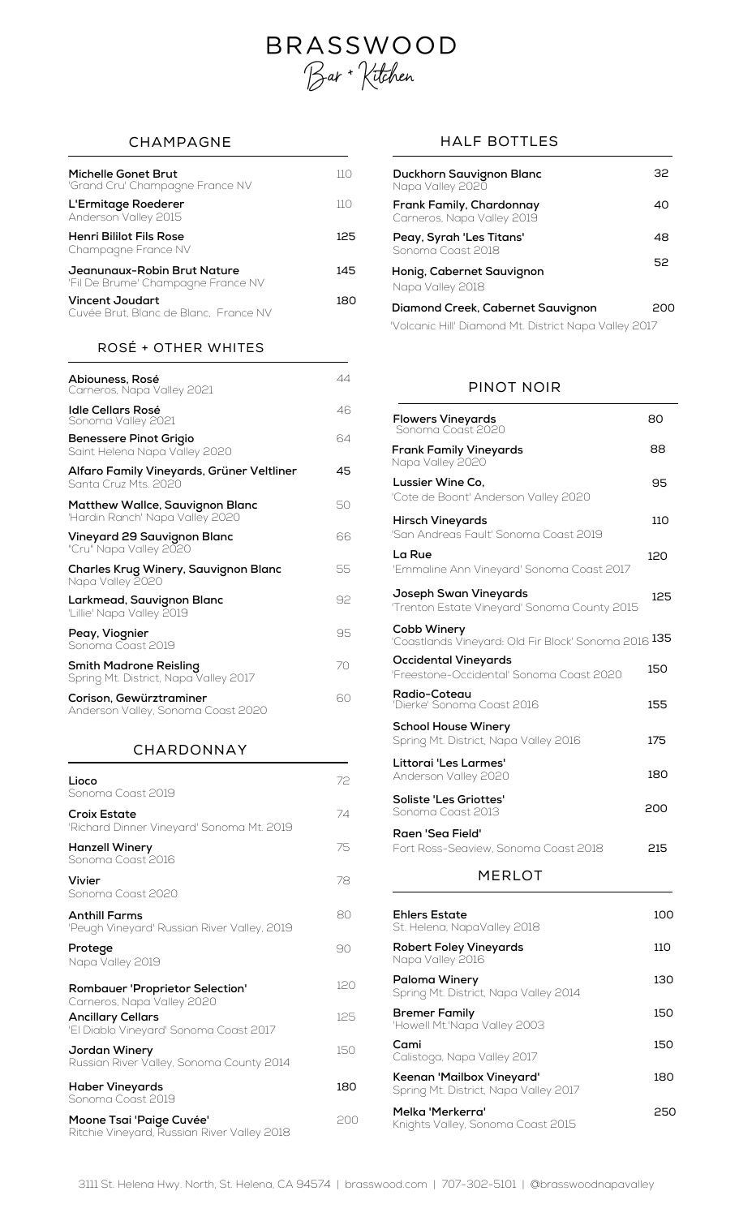# BRASSWOOD
Bar + Kitchen

## CHAMPAGNE

**Michelle Gonet Brut** 110
'Grand Cru' Champagne France NV

**L'Ermitage Roederer** 110
Anderson Valley 2015

**Henri Bililot Fils Rose** 125
Champagne France NV

**Jeanunaux-Robin Brut Nature** 145
'Fil De Brume' Champagne France NV

**Vincent Joudart** 180
Cuvée Brut, Blanc de Blanc, France NV

## ROSÉ + OTHER WHITES

**Abiouness, Rosé** 44
Carneros, Napa Valley 2021

**Idle Cellars Rosé** 46
Sonoma Valley 2021

**Benessere Pinot Grigio** 64
Saint Helena Napa Valley 2020

**Alfaro Family Vineyards, Grüner Veltliner** 45
Santa Cruz Mts. 2020

**Matthew Wallce, Sauvignon Blanc** 50
'Hardin Ranch' Napa Valley 2020

**Vineyard 29 Sauvignon Blanc** 66
"Cru" Napa Valley 2020

**Charles Krug Winery, Sauvignon Blanc** 55
Napa Valley 2020

**Larkmead, Sauvignon Blanc** 92
'Lillie' Napa Valley 2019

**Peay, Viognier** 95
Sonoma Coast 2019

**Smith Madrone Reisling** 70
Spring Mt. District, Napa Valley 2017

**Corison, Gewürztraminer** 60
Anderson Valley, Sonoma Coast 2020

## CHARDONNAY

**Lioco** 72
Sonoma Coast 2019

**Croix Estate** 74
'Richard Dinner Vineyard' Sonoma Mt. 2019

**Hanzell Winery** 75
Sonoma Coast 2016

**Vivier** 78
Sonoma Coast 2020

**Anthill Farms** 80
'Peugh Vineyard' Russian River Valley, 2019

**Protege** 90
Napa Valley 2019

**Rombauer 'Proprietor Selection'** 120
Carneros, Napa Valley 2020

**Ancillary Cellars** 125
'El Diablo Vineyard' Sonoma Coast 2017

**Jordan Winery** 150
Russian River Valley, Sonoma County 2014

**Haber Vineyards** 180
Sonoma Coast 2019

**Moone Tsai 'Paige Cuvée'** 200
Ritchie Vineyard, Russian River Valley 2018

## HALF BOTTLES

**Duckhorn Sauvignon Blanc** 32
Napa Valley 2020

**Frank Family, Chardonnay** 40
Carneros, Napa Valley 2019

**Peay, Syrah 'Les Titans'** 48
Sonoma Coast 2018

**Honig, Cabernet Sauvignon** 52
Napa Valley 2018

**Diamond Creek, Cabernet Sauvignon** 200
'Volcanic Hill' Diamond Mt. District Napa Valley 2017

## PINOT NOIR

**Flowers Vineyards** 80
Sonoma Coast 2020

**Frank Family Vineyards** 88
Napa Valley 2020

**Lussier Wine Co,** 95
'Cote de Boont' Anderson Valley 2020

**Hirsch Vineyards** 110
'San Andreas Fault' Sonoma Coast 2019

**La Rue** 120
'Emmaline Ann Vineyard' Sonoma Coast 2017

**Joseph Swan Vineyards** 125
'Trenton Estate Vineyard' Sonoma County 2015

**Cobb Winery** 135
'Coastlands Vineyard: Old Fir Block' Sonoma 2016

**Occidental Vineyards** 150
'Freestone-Occidental' Sonoma Coast 2020

**Radio-Coteau** 155
'Dierke' Sonoma Coast 2016

**School House Winery** 175
Spring Mt. District, Napa Valley 2016

**Littorai 'Les Larmes'** 180
Anderson Valley 2020

**Soliste 'Les Griottes'** 200
Sonoma Coast 2013

**Raen 'Sea Field'** 215
Fort Ross-Seaview, Sonoma Coast 2018

## MERLOT

**Ehlers Estate** 100
St. Helena, NapaValley 2018

**Robert Foley Vineyards** 110
Napa Valley 2016

**Paloma Winery** 130
Spring Mt. District, Napa Valley 2014

**Bremer Family** 150
'Howell Mt.'Napa Valley 2003

**Cami** 150
Calistoga, Napa Valley 2017

**Keenan 'Mailbox Vineyard'** 180
Spring Mt. District, Napa Valley 2017

**Melka 'Merkerra'** 250
Knights Valley, Sonoma Coast 2015

3111 St. Helena Hwy. North, St. Helena, CA 94574 | brasswood.com | 707-302-5101 | @brasswoodnapavalley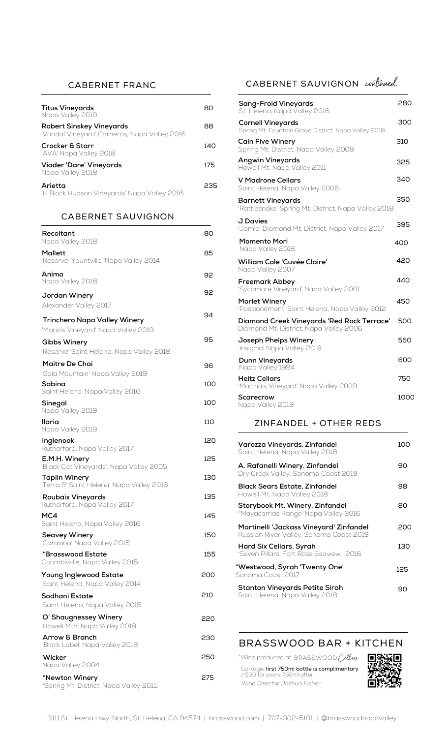## CABERNET FRANC

| | |
|---|---|
| **Titus Vineyards** Napa Valley 2019 | 80 |
| **Robert Sinskey Vineyards** 'Vandal Vineyard' Carneros, Napa Valley 2016 | 88 |
| **Crocker & Starr** 'AVA' Napa Valley 2018 | 140 |
| **Viader 'Dare' Vineyards** Napa Valley 2018 | 175 |
| **Arietta** 'H Block Hudson Vineyards' Napa Valley 2016 | 235 |

## CABERNET SAUVIGNON

| | |
|---|---|
| **Recoltant** Napa Valley 2018 | 80 |
| **Mallett** 'Reserve' Yountville, Napa Valley 2014 | 85 |
| **Animo** Napa Valley 2018 | 92 |
| **Jordan Winery** Alexander Valley 2017 | 92 |
| **Trinchero Napa Valley Winery** 'Mario's Vineyard' Napa Valley 2019 | 94 |
| **Gibbs Winery** 'Reserve' Saint Helena, Napa Valley 2018 | 95 |
| **Maitre De Chai** 'Gala Mountain' Napa Valley 2019 | 96 |
| **Sabina** Saint Helena, Napa Valley 2016 | 100 |
| **Sinegal** Napa Valley 2019 | 100 |
| **Ilaria** Napa Valley 2019 | 110 |
| **Inglenook** Rutherford, Napa Valley 2017 | 120 |
| **E.M.H. Winery** 'Black Cat Vineyards', Napa Valley 2005 | 125 |
| **Taplin Winery** 'Terra 9' Saint Helena, Napa Valley 2016 | 130 |
| **Roubaix Vineyards** Rutherford, Napa Valley 2017 | 135 |
| **MC4** Saint Helena, Napa Valley 2016 | 145 |
| **Seavey Winery** 'Caravina' Napa Valley 2015 | 150 |
| ***Brasswood Estate** Coombsville, Napa Valley 2015 | 155 |
| **Young Inglewood Estate** Saint Helena, Napa Valley 2014 | 200 |
| **Sodhani Estate** Saint Helena, Napa Valley 2015 | 210 |
| **O' Shaugnessey Winery** Howell Mtn, Napa Valley 2018 | 220 |
| **Arrow & Branch** 'Black Label' Napa Valley 2018 | 230 |
| **Wicker** Napa Valley 2004 | 250 |
| ***Newton Winery** 'Spring Mt. District' Napa Valley 2015 | 275 |

## CABERNET SAUVIGNON *continued*

| | |
|---|---|
| **Sang-Froid Vineyards** St. Helena, Napa Valley 2016 | 280 |
| **Cornell Vineyards** Spring Mt. Fountain Grove District, Napa Valley 2018 | 300 |
| **Cain Five Winery** Spring Mt. District, Napa Valley 2008 | 310 |
| **Angwin Vineyards** Howell Mt. Napa Valley 2011 | 325 |
| **V Madrone Cellars** Saint Helena, Napa Valley 2006 | 340 |
| **Barnett Vineyards** 'Rattlesnake' Spring Mt. District, Napa Valley 2018 | 350 |
| **J Davies** 'Jamie' Diamond Mt. District, Napa Valley 2017 | 395 |
| **Momento Mori** Napa Valley 2018 | 400 |
| **William Cole 'Cuvée Claire'** Napa Valley 2007 | 420 |
| **Freemark Abbey** 'Sycamore Vineyard' Napa Valley 2001 | 440 |
| **Morlet Winery** 'Passionément' Saint Helena, Napa Valley 2012 | 450 |
| **Diamond Creek Vineyards 'Red Rock Terrace'** Diamond Mt. District, Napa Valley 2006 | 500 |
| **Joseph Phelps Winery** 'Insignia' Napa Valley 2018 | 550 |
| **Dunn Vineyards** Napa Valley 1994 | 600 |
| **Heitz Cellars** 'Martha's Vineyard' Napa Valley 2009 | 750 |
| **Scarecrow** Napa Valley 2019 | 1000 |

## ZINFANDEL + OTHER REDS

| | |
|---|---|
| **Varozza Vineyards, Zinfandel** Saint Helena, Napa Valley 2018 | 100 |
| **A. Rafanelli Winery, Zinfandel** Dry Creek Valley, Sonoma Coast 2019 | 90 |
| **Black Sears Estate, Zinfandel** Howell Mt. Napa Valley 2018 | 98 |
| **Storybook Mt. Winery, Zinfandel** "Mayacamas Range' Napa Valley 2016 | 80 |
| **Martinelli 'Jackass Vineyard' Zinfandel** Russian River Valley, Sonoma Coast 2019 | 200 |
| **Hard Six Cellars, Syrah** 'Seven Pillars' Fort Ross Seaview, 2016 | 130 |
| ***Westwood, Syrah 'Twenty One'** Sonoma Coast 2017 | 125 |
| **Stanton Vineyards Petite Sirah** Saint Helena, Napa Valley 2018 | 90 |

## BRASSWOOD BAR + KITCHEN

*Wine produced at BRASSWOOD *Cellars*

Corkage: **first 750ml bottle is complimentary** / $30 for every 750ml after

*Wine Director Joshua Fisher*

3111 St. Helena Hwy. North, St. Helena, CA 94574 | brasswood.com | 707-302-5101 | @brasswoodnapavalley